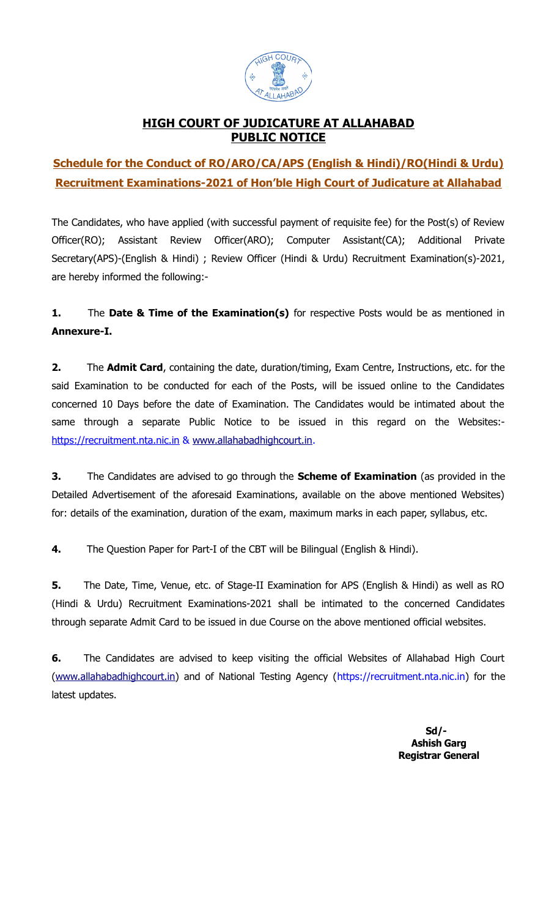# HIGH COURT OF JUDICATURE AT ALLAHABAD
## PUBLIC NOTICE

**Schedule for the Conduct of RO/ARO/CA/APS (English & Hindi)/RO(Hindi & Urdu) Recruitment Examinations-2021 of Hon'ble High Court of Judicature at Allahabad**

The Candidates, who have applied (with successful payment of requisite fee) for the Post(s) of Review Officer(RO); Assistant Review Officer(ARO); Computer Assistant(CA); Additional Private Secretary(APS)-(English & Hindi) ; Review Officer (Hindi & Urdu) Recruitment Examination(s)-2021, are hereby informed the following:-

**1.** The **Date & Time of the Examination(s)** for respective Posts would be as mentioned in **Annexure-I.**

**2.** The **Admit Card**, containing the date, duration/timing, Exam Centre, Instructions, etc. for the said Examination to be conducted for each of the Posts, will be issued online to the Candidates concerned 10 Days before the date of Examination. The Candidates would be intimated about the same through a separate Public Notice to be issued in this regard on the Websites:- https://recruitment.nta.nic.in & www.allahabadhighcourt.in.

**3.** The Candidates are advised to go through the **Scheme of Examination** (as provided in the Detailed Advertisement of the aforesaid Examinations, available on the above mentioned Websites) for: details of the examination, duration of the exam, maximum marks in each paper, syllabus, etc.

**4.** The Question Paper for Part-I of the CBT will be Bilingual (English & Hindi).

**5.** The Date, Time, Venue, etc. of Stage-II Examination for APS (English & Hindi) as well as RO (Hindi & Urdu) Recruitment Examinations-2021 shall be intimated to the concerned Candidates through separate Admit Card to be issued in due Course on the above mentioned official websites.

**6.** The Candidates are advised to keep visiting the official Websites of Allahabad High Court (www.allahabadhighcourt.in) and of National Testing Agency (https://recruitment.nta.nic.in) for the latest updates.

**Sd/-**
**Ashish Garg**
**Registrar General**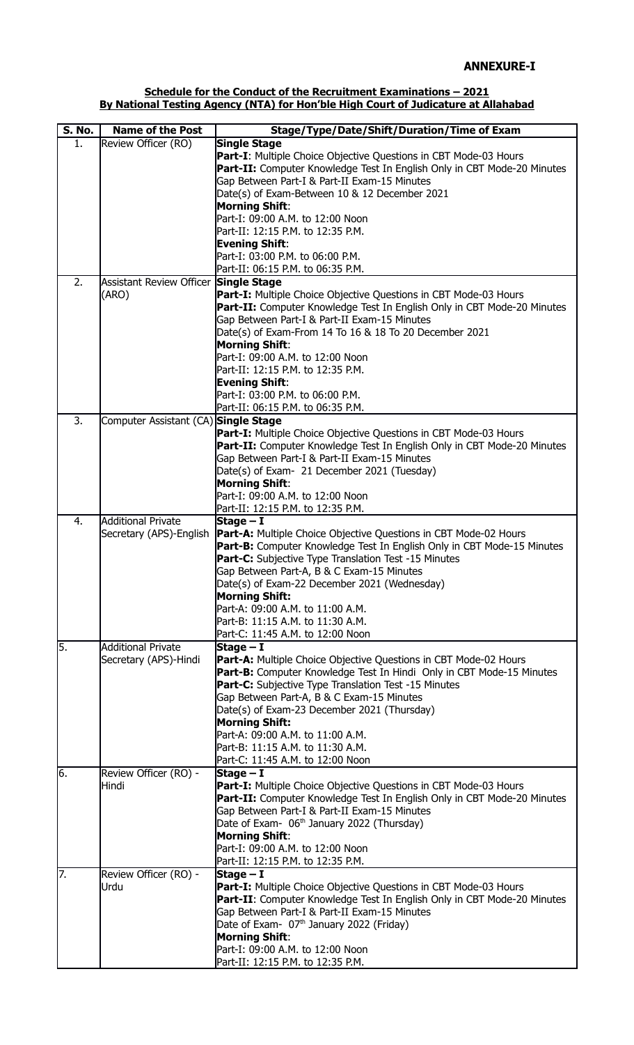**ANNEXURE-I**

**Schedule for the Conduct of the Recruitment Examinations – 2021**
**By National Testing Agency (NTA) for Hon'ble High Court of Judicature at Allahabad**

| S. No. | Name of the Post | Stage/Type/Date/Shift/Duration/Time of Exam |
|---|---|---|
| 1. | Review Officer (RO) | **Single Stage**<br>**Part-I**: Multiple Choice Objective Questions in CBT Mode-03 Hours<br>**Part-II:** Computer Knowledge Test In English Only in CBT Mode-20 Minutes<br>Gap Between Part-I & Part-II Exam-15 Minutes<br>Date(s) of Exam-Between 10 & 12 December 2021<br>**Morning Shift**:<br>Part-I: 09:00 A.M. to 12:00 Noon<br>Part-II: 12:15 P.M. to 12:35 P.M.<br>**Evening Shift**:<br>Part-I: 03:00 P.M. to 06:00 P.M.<br>Part-II: 06:15 P.M. to 06:35 P.M. |
| 2. | Assistant Review Officer (ARO) | **Single Stage**<br>**Part-I:** Multiple Choice Objective Questions in CBT Mode-03 Hours<br>**Part-II:** Computer Knowledge Test In English Only in CBT Mode-20 Minutes<br>Gap Between Part-I & Part-II Exam-15 Minutes<br>Date(s) of Exam-From 14 To 16 & 18 To 20 December 2021<br>**Morning Shift**:<br>Part-I: 09:00 A.M. to 12:00 Noon<br>Part-II: 12:15 P.M. to 12:35 P.M.<br>**Evening Shift**:<br>Part-I: 03:00 P.M. to 06:00 P.M.<br>Part-II: 06:15 P.M. to 06:35 P.M. |
| 3. | Computer Assistant (CA) | **Single Stage**<br>**Part-I:** Multiple Choice Objective Questions in CBT Mode-03 Hours<br>**Part-II:** Computer Knowledge Test In English Only in CBT Mode-20 Minutes<br>Gap Between Part-I & Part-II Exam-15 Minutes<br>Date(s) of Exam- 21 December 2021 (Tuesday)<br>**Morning Shift**:<br>Part-I: 09:00 A.M. to 12:00 Noon<br>Part-II: 12:15 P.M. to 12:35 P.M. |
| 4. | Additional Private Secretary (APS)-English | **Stage – I**<br>**Part-A:** Multiple Choice Objective Questions in CBT Mode-02 Hours<br>**Part-B:** Computer Knowledge Test In English Only in CBT Mode-15 Minutes<br>**Part-C:** Subjective Type Translation Test -15 Minutes<br>Gap Between Part-A, B & C Exam-15 Minutes<br>Date(s) of Exam-22 December 2021 (Wednesday)<br>**Morning Shift:**<br>Part-A: 09:00 A.M. to 11:00 A.M.<br>Part-B: 11:15 A.M. to 11:30 A.M.<br>Part-C: 11:45 A.M. to 12:00 Noon |
| 5. | Additional Private Secretary (APS)-Hindi | **Stage – I**<br>**Part-A:** Multiple Choice Objective Questions in CBT Mode-02 Hours<br>**Part-B:** Computer Knowledge Test In Hindi Only in CBT Mode-15 Minutes<br>**Part-C:** Subjective Type Translation Test -15 Minutes<br>Gap Between Part-A, B & C Exam-15 Minutes<br>Date(s) of Exam-23 December 2021 (Thursday)<br>**Morning Shift:**<br>Part-A: 09:00 A.M. to 11:00 A.M.<br>Part-B: 11:15 A.M. to 11:30 A.M.<br>Part-C: 11:45 A.M. to 12:00 Noon |
| 6. | Review Officer (RO) - Hindi | **Stage – I**<br>**Part-I:** Multiple Choice Objective Questions in CBT Mode-03 Hours<br>**Part-II:** Computer Knowledge Test In English Only in CBT Mode-20 Minutes<br>Gap Between Part-I & Part-II Exam-15 Minutes<br>Date of Exam- 06th January 2022 (Thursday)<br>**Morning Shift**:<br>Part-I: 09:00 A.M. to 12:00 Noon<br>Part-II: 12:15 P.M. to 12:35 P.M. |
| 7. | Review Officer (RO) - Urdu | **Stage – I**<br>**Part-I:** Multiple Choice Objective Questions in CBT Mode-03 Hours<br>**Part-II**: Computer Knowledge Test In English Only in CBT Mode-20 Minutes<br>Gap Between Part-I & Part-II Exam-15 Minutes<br>Date of Exam- 07th January 2022 (Friday)<br>**Morning Shift**:<br>Part-I: 09:00 A.M. to 12:00 Noon<br>Part-II: 12:15 P.M. to 12:35 P.M. |